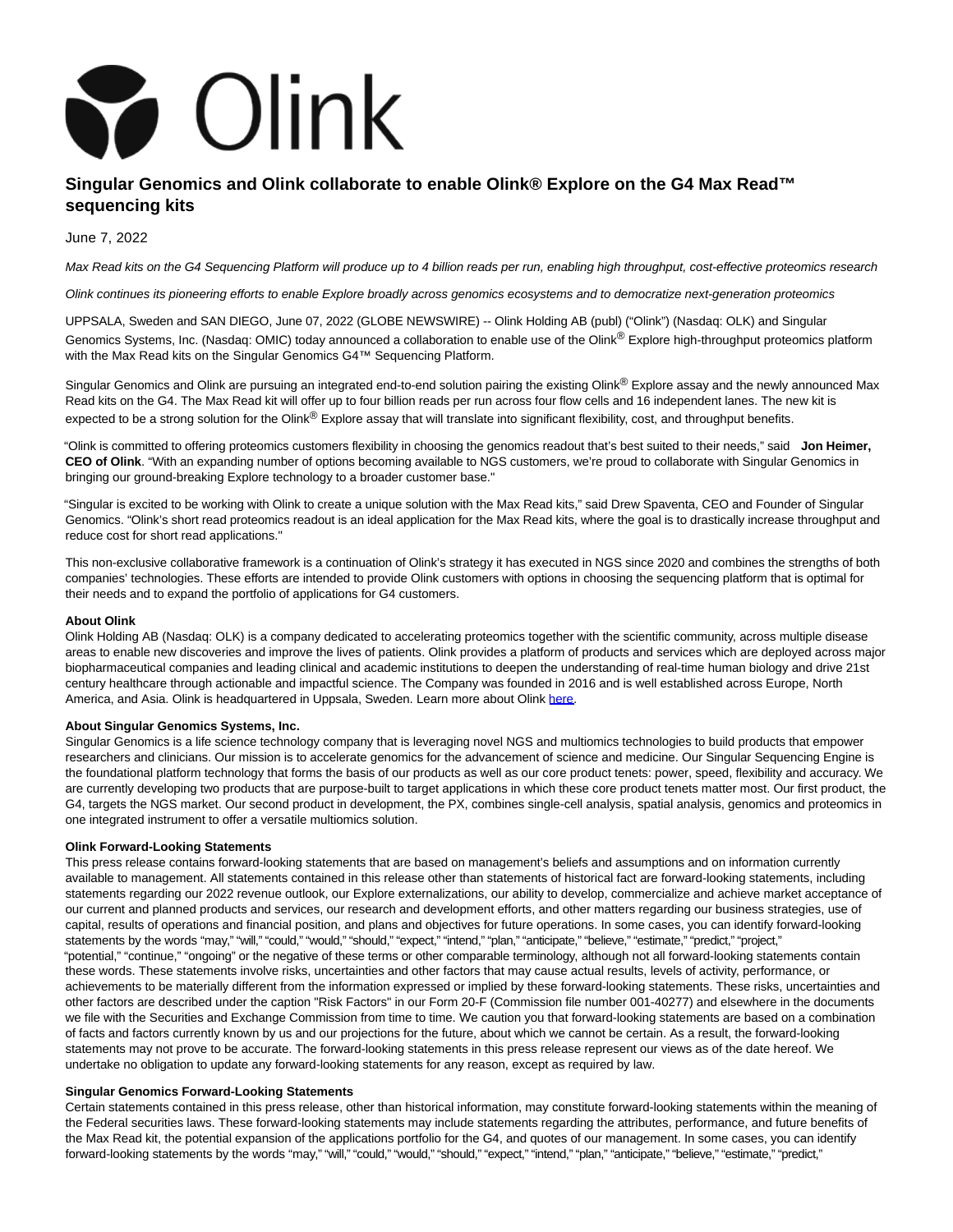# Singular Genomics and Olink collaborate to enable Olink® Explore on the G4 Max Read™ sequencing kits

June 7, 2022

*Max Read kits on the G4 Sequencing Platform will produce up to 4 billion reads per run, enabling high throughput, cost-effective proteomics research*

*Olink continues its pioneering efforts to enable Explore broadly across genomics ecosystems and to democratize next-generation proteomics*

UPPSALA, Sweden and SAN DIEGO, June 07, 2022 (GLOBE NEWSWIRE) -- Olink Holding AB (publ) (“Olink”) (Nasdaq: OLK) and Singular Genomics Systems, Inc. (Nasdaq: OMIC) today announced a collaboration to enable use of the Olink® Explore high-throughput proteomics platform with the Max Read kits on the Singular Genomics G4™ Sequencing Platform.

Singular Genomics and Olink are pursuing an integrated end-to-end solution pairing the existing Olink® Explore assay and the newly announced Max Read kits on the G4. The Max Read kit will offer up to four billion reads per run across four flow cells and 16 independent lanes. The new kit is expected to be a strong solution for the Olink® Explore assay that will translate into significant flexibility, cost, and throughput benefits.

“Olink is committed to offering proteomics customers flexibility in choosing the genomics readout that’s best suited to their needs,” said **Jon Heimer, CEO of Olink**. “With an expanding number of options becoming available to NGS customers, we’re proud to collaborate with Singular Genomics in bringing our ground-breaking Explore technology to a broader customer base."

“Singular is excited to be working with Olink to create a unique solution with the Max Read kits,” said Drew Spaventa, CEO and Founder of Singular Genomics. “Olink’s short read proteomics readout is an ideal application for the Max Read kits, where the goal is to drastically increase throughput and reduce cost for short read applications."

This non-exclusive collaborative framework is a continuation of Olink’s strategy it has executed in NGS since 2020 and combines the strengths of both companies’ technologies. These efforts are intended to provide Olink customers with options in choosing the sequencing platform that is optimal for their needs and to expand the portfolio of applications for G4 customers.

**About Olink**

Olink Holding AB (Nasdaq: OLK) is a company dedicated to accelerating proteomics together with the scientific community, across multiple disease areas to enable new discoveries and improve the lives of patients. Olink provides a platform of products and services which are deployed across major biopharmaceutical companies and leading clinical and academic institutions to deepen the understanding of real-time human biology and drive 21st century healthcare through actionable and impactful science. The Company was founded in 2016 and is well established across Europe, North America, and Asia. Olink is headquartered in Uppsala, Sweden. Learn more about Olink here.

**About Singular Genomics Systems, Inc.**

Singular Genomics is a life science technology company that is leveraging novel NGS and multiomics technologies to build products that empower researchers and clinicians. Our mission is to accelerate genomics for the advancement of science and medicine. Our Singular Sequencing Engine is the foundational platform technology that forms the basis of our products as well as our core product tenets: power, speed, flexibility and accuracy. We are currently developing two products that are purpose-built to target applications in which these core product tenets matter most. Our first product, the G4, targets the NGS market. Our second product in development, the PX, combines single-cell analysis, spatial analysis, genomics and proteomics in one integrated instrument to offer a versatile multiomics solution.

**Olink Forward-Looking Statements**

This press release contains forward-looking statements that are based on management’s beliefs and assumptions and on information currently available to management. All statements contained in this release other than statements of historical fact are forward-looking statements, including statements regarding our 2022 revenue outlook, our Explore externalizations, our ability to develop, commercialize and achieve market acceptance of our current and planned products and services, our research and development efforts, and other matters regarding our business strategies, use of capital, results of operations and financial position, and plans and objectives for future operations. In some cases, you can identify forward-looking statements by the words “may,” “will,” “could,” “would,” “should,” “expect,” “intend,” “plan,” “anticipate,” “believe,” “estimate,” “predict,” “project,” “potential,” “continue,” “ongoing” or the negative of these terms or other comparable terminology, although not all forward-looking statements contain these words. These statements involve risks, uncertainties and other factors that may cause actual results, levels of activity, performance, or achievements to be materially different from the information expressed or implied by these forward-looking statements. These risks, uncertainties and other factors are described under the caption "Risk Factors" in our Form 20-F (Commission file number 001-40277) and elsewhere in the documents we file with the Securities and Exchange Commission from time to time. We caution you that forward-looking statements are based on a combination of facts and factors currently known by us and our projections for the future, about which we cannot be certain. As a result, the forward-looking statements may not prove to be accurate. The forward-looking statements in this press release represent our views as of the date hereof. We undertake no obligation to update any forward-looking statements for any reason, except as required by law.

**Singular Genomics Forward-Looking Statements**

Certain statements contained in this press release, other than historical information, may constitute forward-looking statements within the meaning of the Federal securities laws. These forward-looking statements may include statements regarding the attributes, performance, and future benefits of the Max Read kit, the potential expansion of the applications portfolio for the G4, and quotes of our management. In some cases, you can identify forward-looking statements by the words “may,” “will,” “could,” “would,” “should,” “expect,” “intend,” “plan,” “anticipate,” “believe,” “estimate,” “predict,”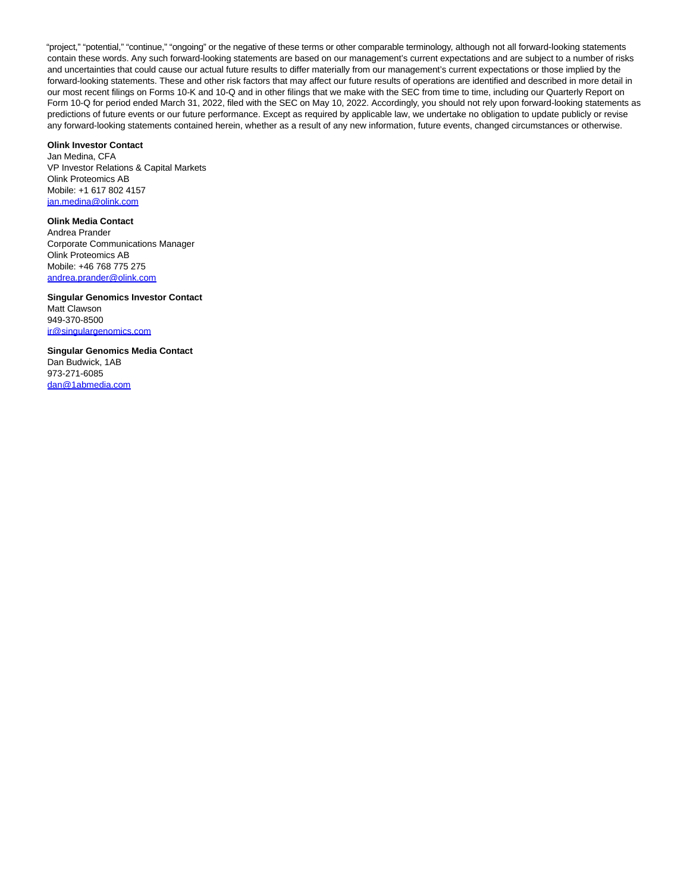"project," "potential," "continue," "ongoing" or the negative of these terms or other comparable terminology, although not all forward-looking statements contain these words. Any such forward-looking statements are based on our management's current expectations and are subject to a number of risks and uncertainties that could cause our actual future results to differ materially from our management's current expectations or those implied by the forward-looking statements. These and other risk factors that may affect our future results of operations are identified and described in more detail in our most recent filings on Forms 10-K and 10-Q and in other filings that we make with the SEC from time to time, including our Quarterly Report on Form 10-Q for period ended March 31, 2022, filed with the SEC on May 10, 2022. Accordingly, you should not rely upon forward-looking statements as predictions of future events or our future performance. Except as required by applicable law, we undertake no obligation to update publicly or revise any forward-looking statements contained herein, whether as a result of any new information, future events, changed circumstances or otherwise.

**Olink Investor Contact**
Jan Medina, CFA
VP Investor Relations & Capital Markets
Olink Proteomics AB
Mobile: +1 617 802 4157
jan.medina@olink.com

**Olink Media Contact**
Andrea Prander
Corporate Communications Manager
Olink Proteomics AB
Mobile: +46 768 775 275
andrea.prander@olink.com

**Singular Genomics Investor Contact**
Matt Clawson
949-370-8500
ir@singulargenomics.com

**Singular Genomics Media Contact**
Dan Budwick, 1AB
973-271-6085
dan@1abmedia.com